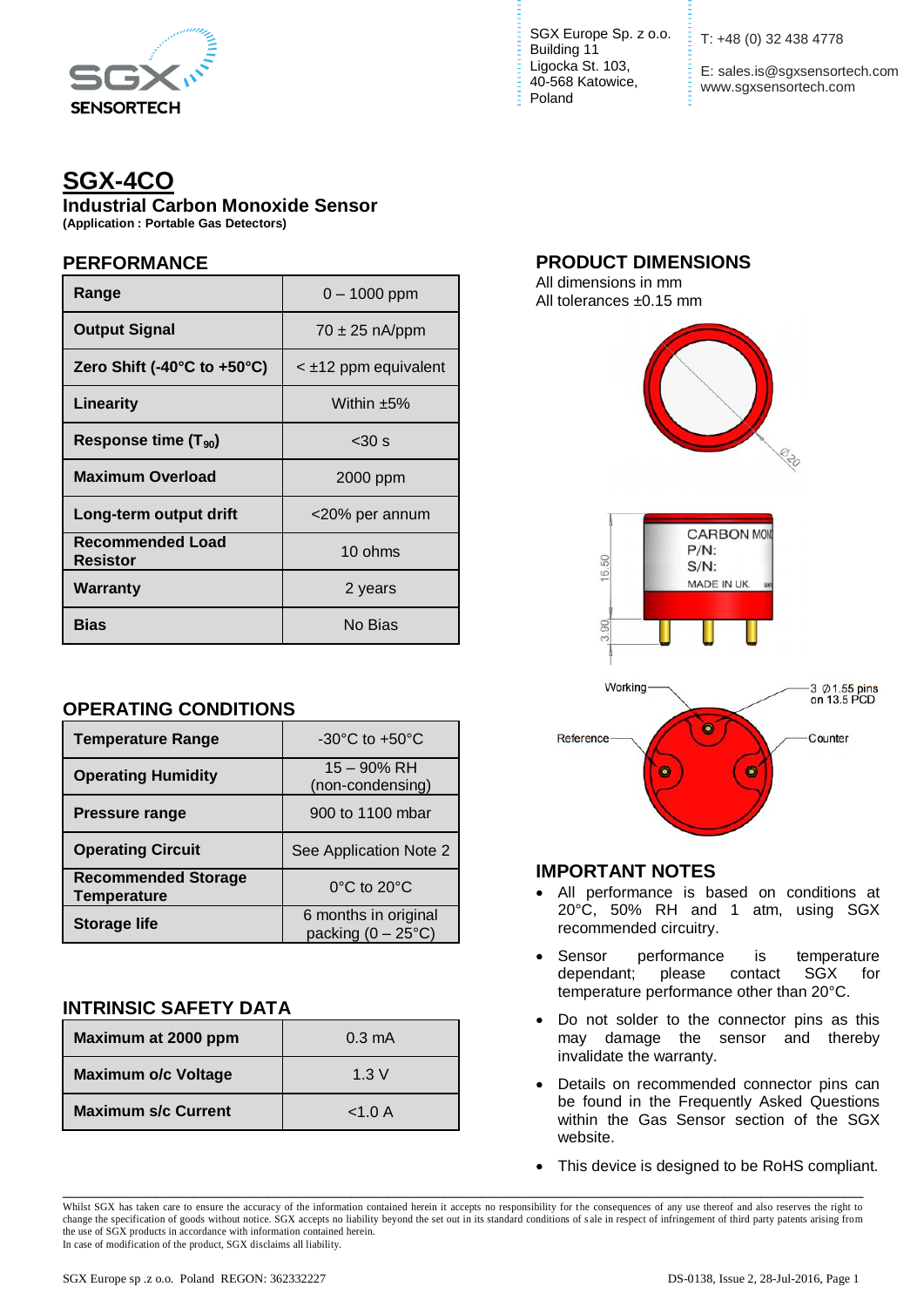SGX SENSORTECH

SGX Europe Sp. z o.o.
Building 11
Ligocka St. 103,
40-568 Katowice,
Poland

T: +48 (0) 32 438 4778

E: sales.is@sgxsensortech.com
www.sgxsensortech.com

# SGX-4CO

## Industrial Carbon Monoxide Sensor

**(Application : Portable Gas Detectors)**

## PERFORMANCE

| | |
|---|---|
| **Range** | 0 – 1000 ppm |
| **Output Signal** | 70 ± 25 nA/ppm |
| **Zero Shift (-40°C to +50°C)** | < ±12 ppm equivalent |
| **Linearity** | Within ±5% |
| **Response time ($T_{90}$)** | <30 s |
| **Maximum Overload** | 2000 ppm |
| **Long-term output drift** | <20% per annum |
| **Recommended Load Resistor** | 10 ohms |
| **Warranty** | 2 years |
| **Bias** | No Bias |

## OPERATING CONDITIONS

| | |
|---|---|
| **Temperature Range** | -30°C to +50°C |
| **Operating Humidity** | 15 – 90% RH (non-condensing) |
| **Pressure range** | 900 to 1100 mbar |
| **Operating Circuit** | See Application Note 2 |
| **Recommended Storage Temperature** | 0°C to 20°C |
| **Storage life** | 6 months in original packing (0 – 25°C) |

## INTRINSIC SAFETY DATA

| | |
|---|---|
| **Maximum at 2000 ppm** | 0.3 mA |
| **Maximum o/c Voltage** | 1.3 V |
| **Maximum s/c Current** | <1.0 A |

## PRODUCT DIMENSIONS

All dimensions in mm
All tolerances ±0.15 mm

Ø20

16.50

3.90

CARBON MON
P/N:
S/N:
MADE IN UK

Working — 3 Ø1.55 pins on 13.5 PCD
Reference — Counter

## IMPORTANT NOTES

- All performance is based on conditions at 20°C, 50% RH and 1 atm, using SGX recommended circuitry.
- Sensor performance is temperature dependant; please contact SGX for temperature performance other than 20°C.
- Do not solder to the connector pins as this may damage the sensor and thereby invalidate the warranty.
- Details on recommended connector pins can be found in the Frequently Asked Questions within the Gas Sensor section of the SGX website.
- This device is designed to be RoHS compliant.

Whilst SGX has taken care to ensure the accuracy of the information contained herein it accepts no responsibility for the consequences of any use thereof and also reserves the right to change the specification of goods without notice. SGX accepts no liability beyond the set out in its standard conditions of sale in respect of infringement of third party patents arising from the use of SGX products in accordance with information contained herein.
In case of modification of the product, SGX disclaims all liability.

SGX Europe sp .z o.o. Poland REGON: 362332227 DS-0138, Issue 2, 28-Jul-2016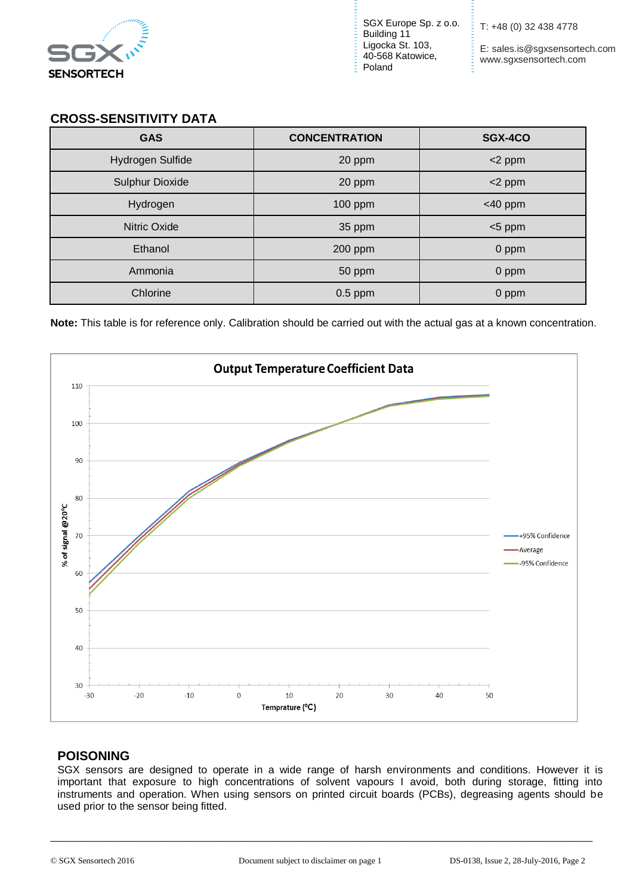SGX Europe Sp. z o.o.
Building 11
Ligocka St. 103,
40-568 Katowice,
Poland

T: +48 (0) 32 438 4778

E: sales.is@sgxsensortech.com
www.sgxsensortech.com

## CROSS-SENSITIVITY DATA

| GAS | CONCENTRATION | SGX-4CO |
|---|---|---|
| Hydrogen Sulfide | 20 ppm | <2 ppm |
| Sulphur Dioxide | 20 ppm | <2 ppm |
| Hydrogen | 100 ppm | <40 ppm |
| Nitric Oxide | 35 ppm | <5 ppm |
| Ethanol | 200 ppm | 0 ppm |
| Ammonia | 50 ppm | 0 ppm |
| Chlorine | 0.5 ppm | 0 ppm |

**Note:** This table is for reference only. Calibration should be carried out with the actual gas at a known concentration.

Output Temperature Coefficient Data

% of signal @20°C

110
100
90
80
70
60
50
40
30

-30 -20 -10 0 10 20 30 40 50

Temprature (°C)

+95% Confidence
Average
-95% Confidence

## POISONING

SGX sensors are designed to operate in a wide range of harsh environments and conditions. However it is important that exposure to high concentrations of solvent vapours I avoid, both during storage, fitting into instruments and operation. When using sensors on printed circuit boards (PCBs), degreasing agents should be used prior to the sensor being fitted.